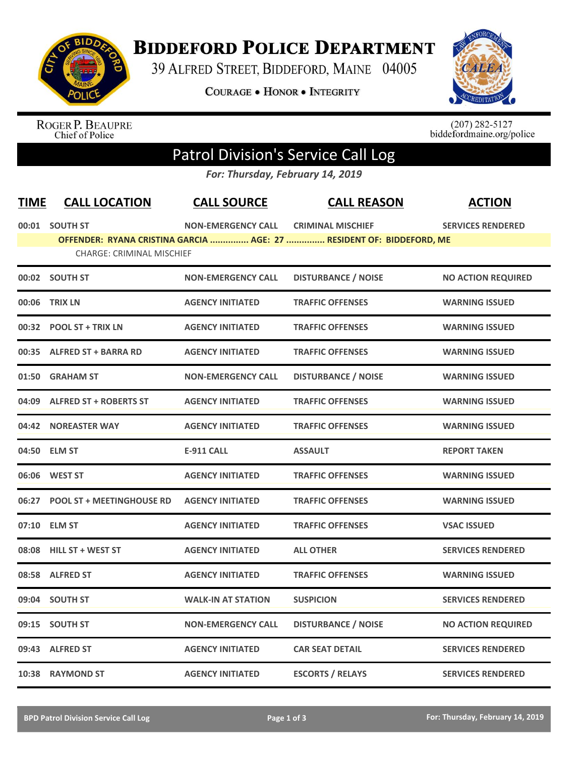# BIDDEFORD POLICE DEPARTMENT

39 ALFRED STREET, BIDDEFORD, MAINE 04005

COURAGE • HONOR • INTEGRITY

ROGER P. BEAUPRE
Chief of Police

(207) 282-5127
biddefordmaine.org/police

## Patrol Division's Service Call Log

*For: Thursday, February 14, 2019*

| TIME | CALL LOCATION | CALL SOURCE | CALL REASON | ACTION |
|---|---|---|---|---|
| 00:01 | SOUTH ST | NON-EMERGENCY CALL | CRIMINAL MISCHIEF | SERVICES RENDERED |
| | OFFENDER: RYANA CRISTINA GARCIA ............... AGE: 27 ............... RESIDENT OF: BIDDEFORD, ME | | | |
| | CHARGE: CRIMINAL MISCHIEF | | | |
| 00:02 | SOUTH ST | NON-EMERGENCY CALL | DISTURBANCE / NOISE | NO ACTION REQUIRED |
| 00:06 | TRIX LN | AGENCY INITIATED | TRAFFIC OFFENSES | WARNING ISSUED |
| 00:32 | POOL ST + TRIX LN | AGENCY INITIATED | TRAFFIC OFFENSES | WARNING ISSUED |
| 00:35 | ALFRED ST + BARRA RD | AGENCY INITIATED | TRAFFIC OFFENSES | WARNING ISSUED |
| 01:50 | GRAHAM ST | NON-EMERGENCY CALL | DISTURBANCE / NOISE | WARNING ISSUED |
| 04:09 | ALFRED ST + ROBERTS ST | AGENCY INITIATED | TRAFFIC OFFENSES | WARNING ISSUED |
| 04:42 | NOREASTER WAY | AGENCY INITIATED | TRAFFIC OFFENSES | WARNING ISSUED |
| 04:50 | ELM ST | E-911 CALL | ASSAULT | REPORT TAKEN |
| 06:06 | WEST ST | AGENCY INITIATED | TRAFFIC OFFENSES | WARNING ISSUED |
| 06:27 | POOL ST + MEETINGHOUSE RD | AGENCY INITIATED | TRAFFIC OFFENSES | WARNING ISSUED |
| 07:10 | ELM ST | AGENCY INITIATED | TRAFFIC OFFENSES | VSAC ISSUED |
| 08:08 | HILL ST + WEST ST | AGENCY INITIATED | ALL OTHER | SERVICES RENDERED |
| 08:58 | ALFRED ST | AGENCY INITIATED | TRAFFIC OFFENSES | WARNING ISSUED |
| 09:04 | SOUTH ST | WALK-IN AT STATION | SUSPICION | SERVICES RENDERED |
| 09:15 | SOUTH ST | NON-EMERGENCY CALL | DISTURBANCE / NOISE | NO ACTION REQUIRED |
| 09:43 | ALFRED ST | AGENCY INITIATED | CAR SEAT DETAIL | SERVICES RENDERED |
| 10:38 | RAYMOND ST | AGENCY INITIATED | ESCORTS / RELAYS | SERVICES RENDERED |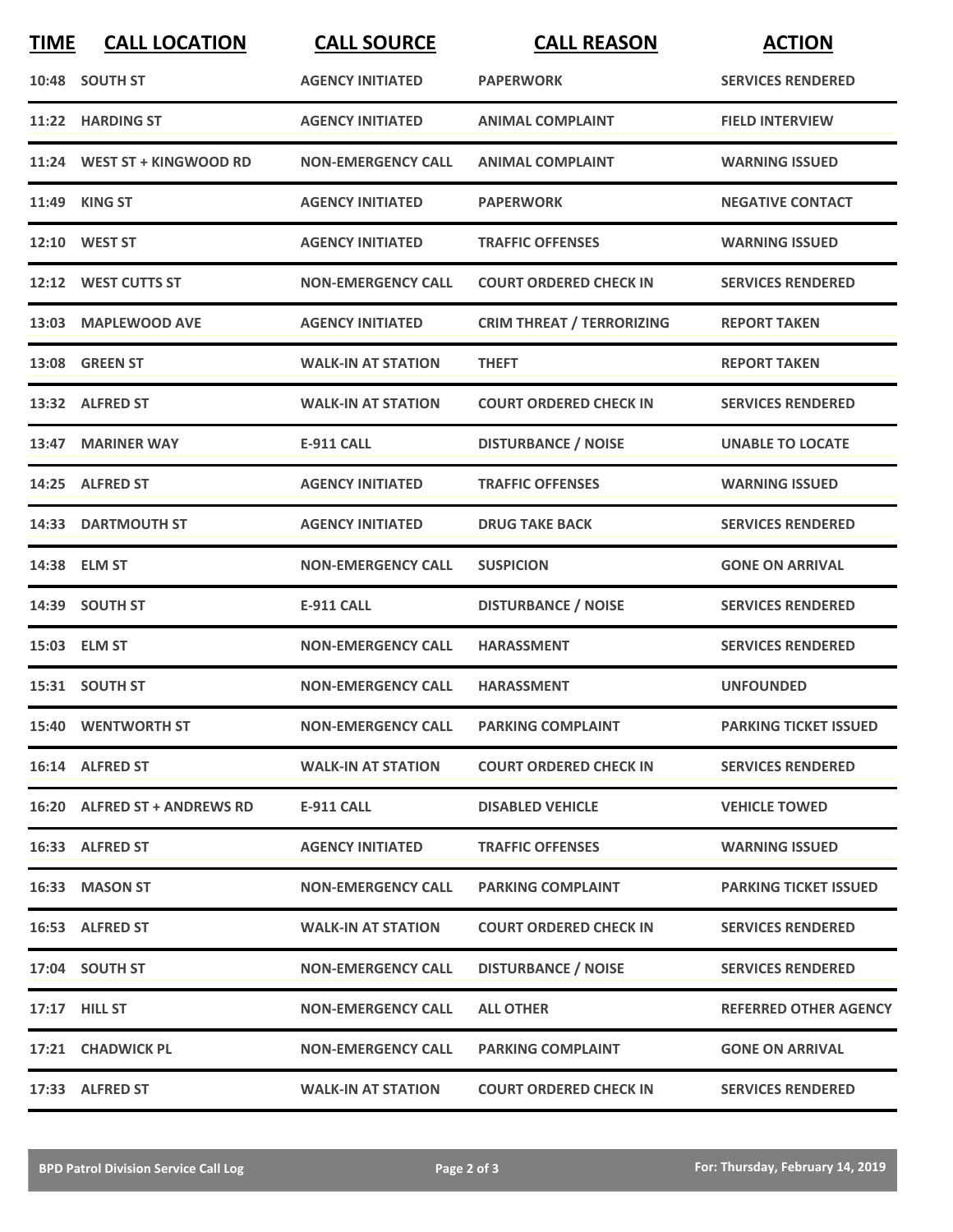| TIME | CALL LOCATION | CALL SOURCE | CALL REASON | ACTION |
|---|---|---|---|---|
| 10:48 | SOUTH ST | AGENCY INITIATED | PAPERWORK | SERVICES RENDERED |
| 11:22 | HARDING ST | AGENCY INITIATED | ANIMAL COMPLAINT | FIELD INTERVIEW |
| 11:24 | WEST ST + KINGWOOD RD | NON-EMERGENCY CALL | ANIMAL COMPLAINT | WARNING ISSUED |
| 11:49 | KING ST | AGENCY INITIATED | PAPERWORK | NEGATIVE CONTACT |
| 12:10 | WEST ST | AGENCY INITIATED | TRAFFIC OFFENSES | WARNING ISSUED |
| 12:12 | WEST CUTTS ST | NON-EMERGENCY CALL | COURT ORDERED CHECK IN | SERVICES RENDERED |
| 13:03 | MAPLEWOOD AVE | AGENCY INITIATED | CRIM THREAT / TERRORIZING | REPORT TAKEN |
| 13:08 | GREEN ST | WALK-IN AT STATION | THEFT | REPORT TAKEN |
| 13:32 | ALFRED ST | WALK-IN AT STATION | COURT ORDERED CHECK IN | SERVICES RENDERED |
| 13:47 | MARINER WAY | E-911 CALL | DISTURBANCE / NOISE | UNABLE TO LOCATE |
| 14:25 | ALFRED ST | AGENCY INITIATED | TRAFFIC OFFENSES | WARNING ISSUED |
| 14:33 | DARTMOUTH ST | AGENCY INITIATED | DRUG TAKE BACK | SERVICES RENDERED |
| 14:38 | ELM ST | NON-EMERGENCY CALL | SUSPICION | GONE ON ARRIVAL |
| 14:39 | SOUTH ST | E-911 CALL | DISTURBANCE / NOISE | SERVICES RENDERED |
| 15:03 | ELM ST | NON-EMERGENCY CALL | HARASSMENT | SERVICES RENDERED |
| 15:31 | SOUTH ST | NON-EMERGENCY CALL | HARASSMENT | UNFOUNDED |
| 15:40 | WENTWORTH ST | NON-EMERGENCY CALL | PARKING COMPLAINT | PARKING TICKET ISSUED |
| 16:14 | ALFRED ST | WALK-IN AT STATION | COURT ORDERED CHECK IN | SERVICES RENDERED |
| 16:20 | ALFRED ST + ANDREWS RD | E-911 CALL | DISABLED VEHICLE | VEHICLE TOWED |
| 16:33 | ALFRED ST | AGENCY INITIATED | TRAFFIC OFFENSES | WARNING ISSUED |
| 16:33 | MASON ST | NON-EMERGENCY CALL | PARKING COMPLAINT | PARKING TICKET ISSUED |
| 16:53 | ALFRED ST | WALK-IN AT STATION | COURT ORDERED CHECK IN | SERVICES RENDERED |
| 17:04 | SOUTH ST | NON-EMERGENCY CALL | DISTURBANCE / NOISE | SERVICES RENDERED |
| 17:17 | HILL ST | NON-EMERGENCY CALL | ALL OTHER | REFERRED OTHER AGENCY |
| 17:21 | CHADWICK PL | NON-EMERGENCY CALL | PARKING COMPLAINT | GONE ON ARRIVAL |
| 17:33 | ALFRED ST | WALK-IN AT STATION | COURT ORDERED CHECK IN | SERVICES RENDERED |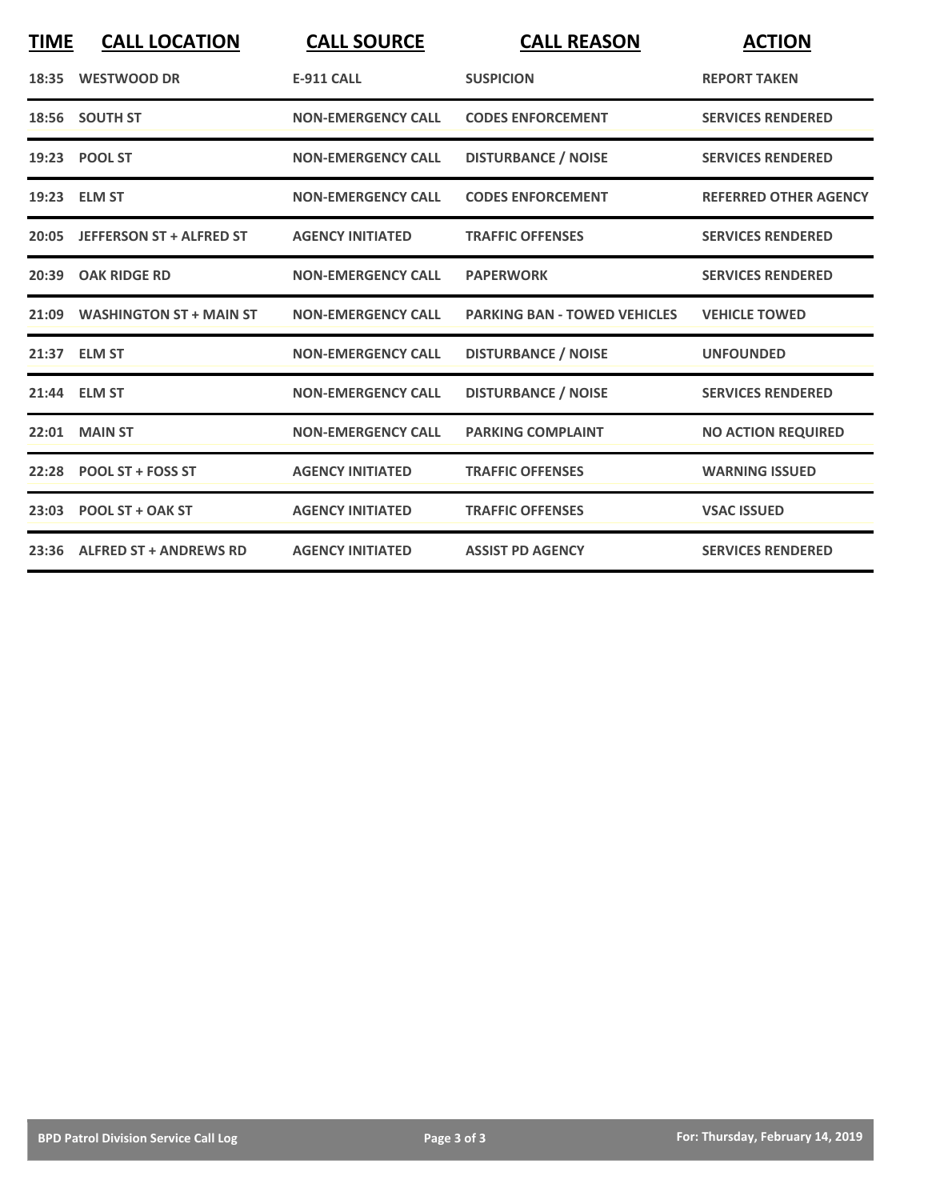| TIME | CALL LOCATION | CALL SOURCE | CALL REASON | ACTION |
|---|---|---|---|---|
| 18:35 | WESTWOOD DR | E-911 CALL | SUSPICION | REPORT TAKEN |
| 18:56 | SOUTH ST | NON-EMERGENCY CALL | CODES ENFORCEMENT | SERVICES RENDERED |
| 19:23 | POOL ST | NON-EMERGENCY CALL | DISTURBANCE / NOISE | SERVICES RENDERED |
| 19:23 | ELM ST | NON-EMERGENCY CALL | CODES ENFORCEMENT | REFERRED OTHER AGENCY |
| 20:05 | JEFFERSON ST + ALFRED ST | AGENCY INITIATED | TRAFFIC OFFENSES | SERVICES RENDERED |
| 20:39 | OAK RIDGE RD | NON-EMERGENCY CALL | PAPERWORK | SERVICES RENDERED |
| 21:09 | WASHINGTON ST + MAIN ST | NON-EMERGENCY CALL | PARKING BAN - TOWED VEHICLES | VEHICLE TOWED |
| 21:37 | ELM ST | NON-EMERGENCY CALL | DISTURBANCE / NOISE | UNFOUNDED |
| 21:44 | ELM ST | NON-EMERGENCY CALL | DISTURBANCE / NOISE | SERVICES RENDERED |
| 22:01 | MAIN ST | NON-EMERGENCY CALL | PARKING COMPLAINT | NO ACTION REQUIRED |
| 22:28 | POOL ST + FOSS ST | AGENCY INITIATED | TRAFFIC OFFENSES | WARNING ISSUED |
| 23:03 | POOL ST + OAK ST | AGENCY INITIATED | TRAFFIC OFFENSES | VSAC ISSUED |
| 23:36 | ALFRED ST + ANDREWS RD | AGENCY INITIATED | ASSIST PD AGENCY | SERVICES RENDERED |

**BPD Patrol Division Service Call Log** | **For: Thursday, February 14, 2019**